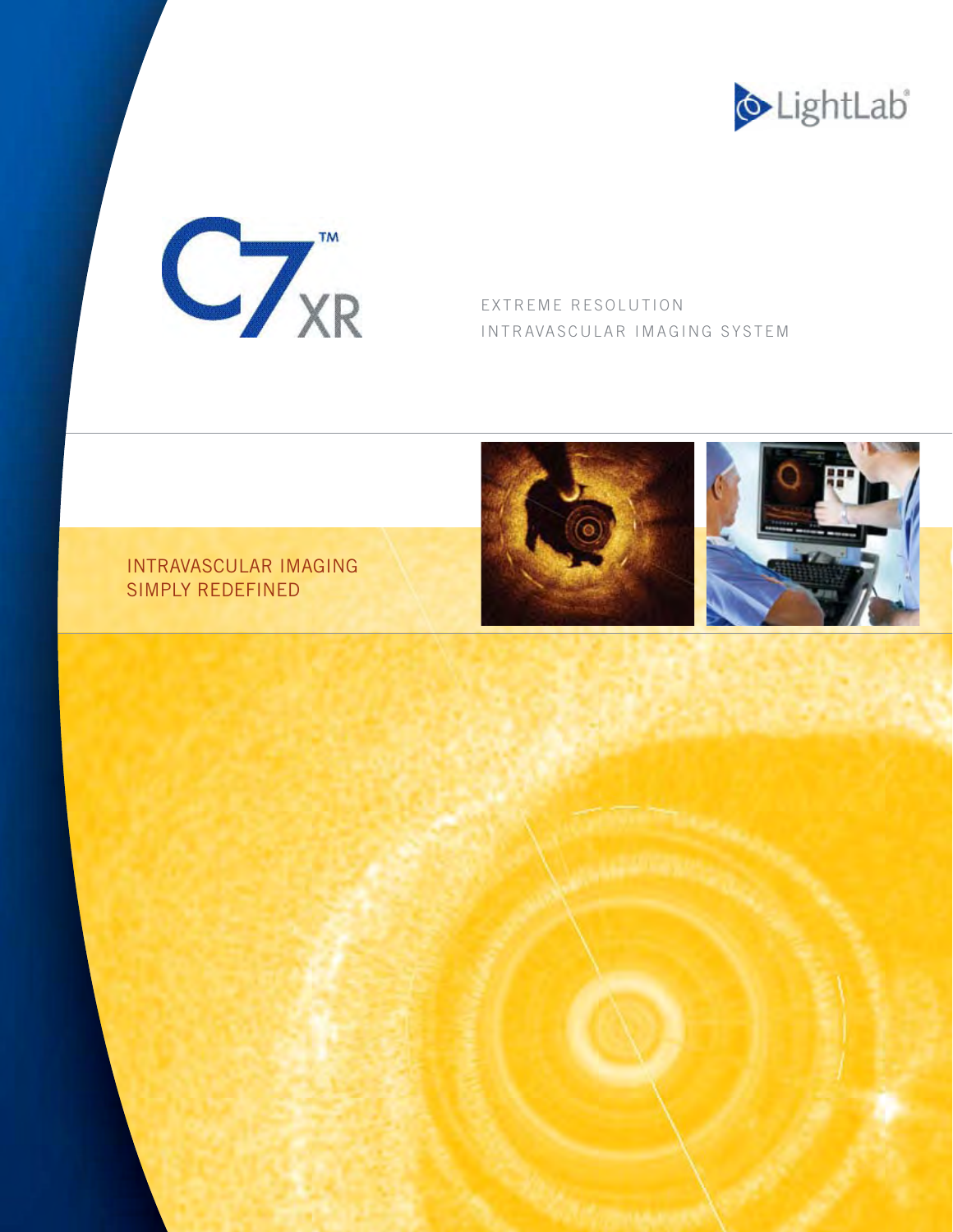LightLab®

# C7™ XR

EXTREME RESOLUTION
INTRAVASCULAR IMAGING SYSTEM

## INTRAVASCULAR IMAGING SIMPLY REDEFINED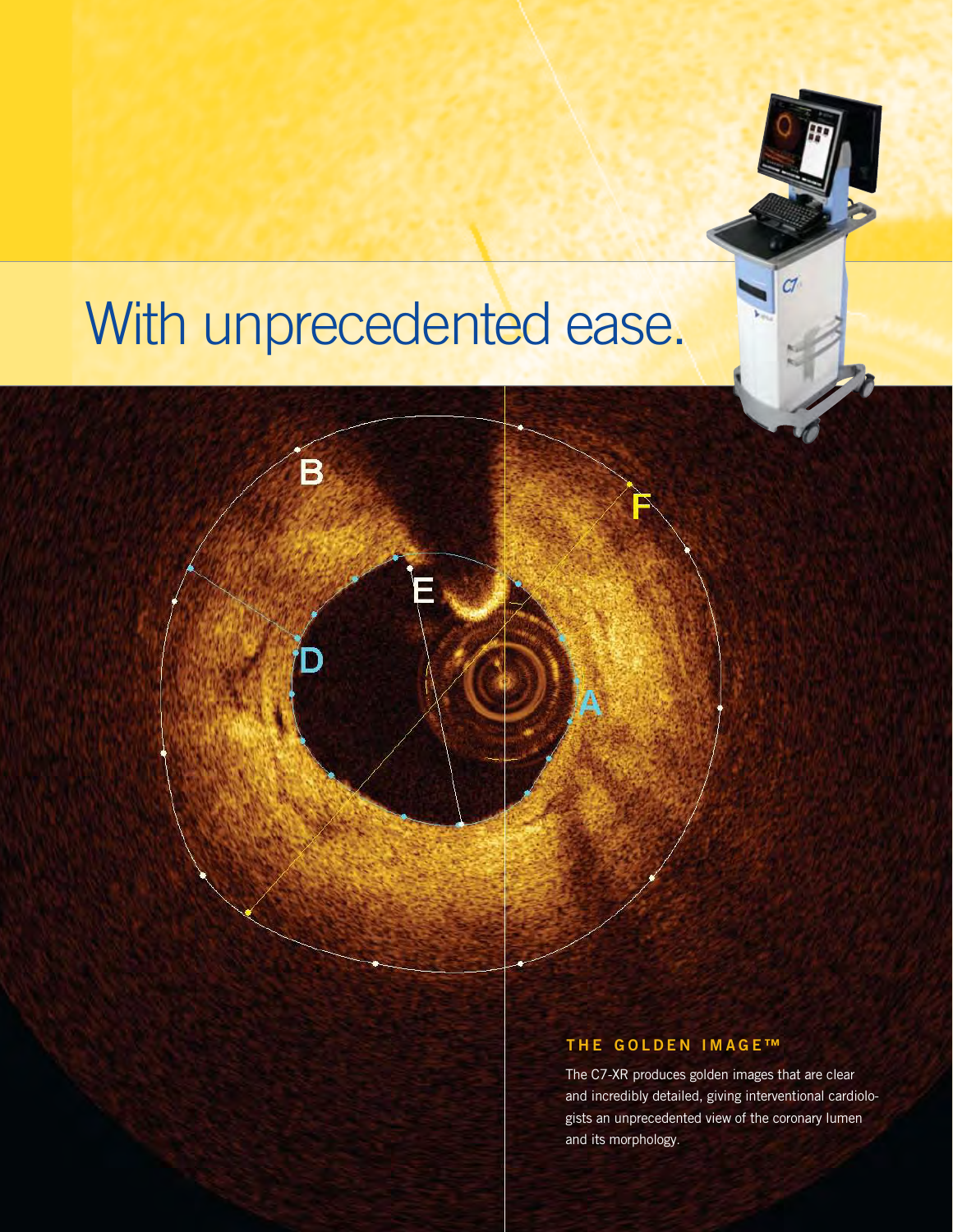# With unprecedented ease.

### THE GOLDEN IMAGE™

The C7-XR produces golden images that are clear and incredibly detailed, giving interventional cardiologists an unprecedented view of the coronary lumen and its morphology.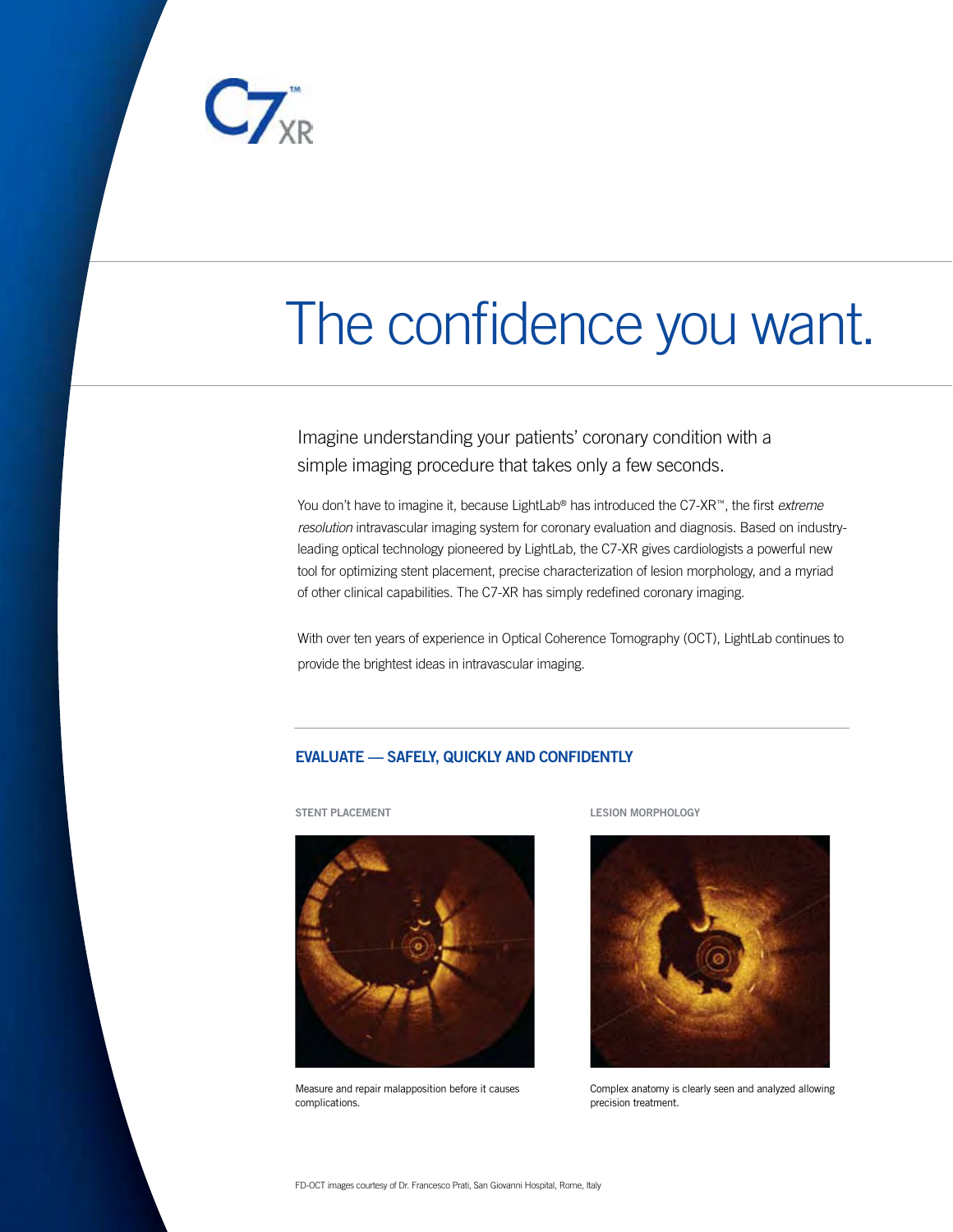C7™ XR

# The confidence you want.

Imagine understanding your patients' coronary condition with a simple imaging procedure that takes only a few seconds.

You don't have to imagine it, because LightLab® has introduced the C7-XR™, the first *extreme resolution* intravascular imaging system for coronary evaluation and diagnosis. Based on industry-leading optical technology pioneered by LightLab, the C7-XR gives cardiologists a powerful new tool for optimizing stent placement, precise characterization of lesion morphology, and a myriad of other clinical capabilities. The C7-XR has simply redefined coronary imaging.

With over ten years of experience in Optical Coherence Tomography (OCT), LightLab continues to provide the brightest ideas in intravascular imaging.

## EVALUATE — SAFELY, QUICKLY AND CONFIDENTLY

**STENT PLACEMENT**

Measure and repair malapposition before it causes complications.

**LESION MORPHOLOGY**

Complex anatomy is clearly seen and analyzed allowing precision treatment.

FD-OCT images courtesy of Dr. Francesco Prati, San Giovanni Hospital, Rome, Italy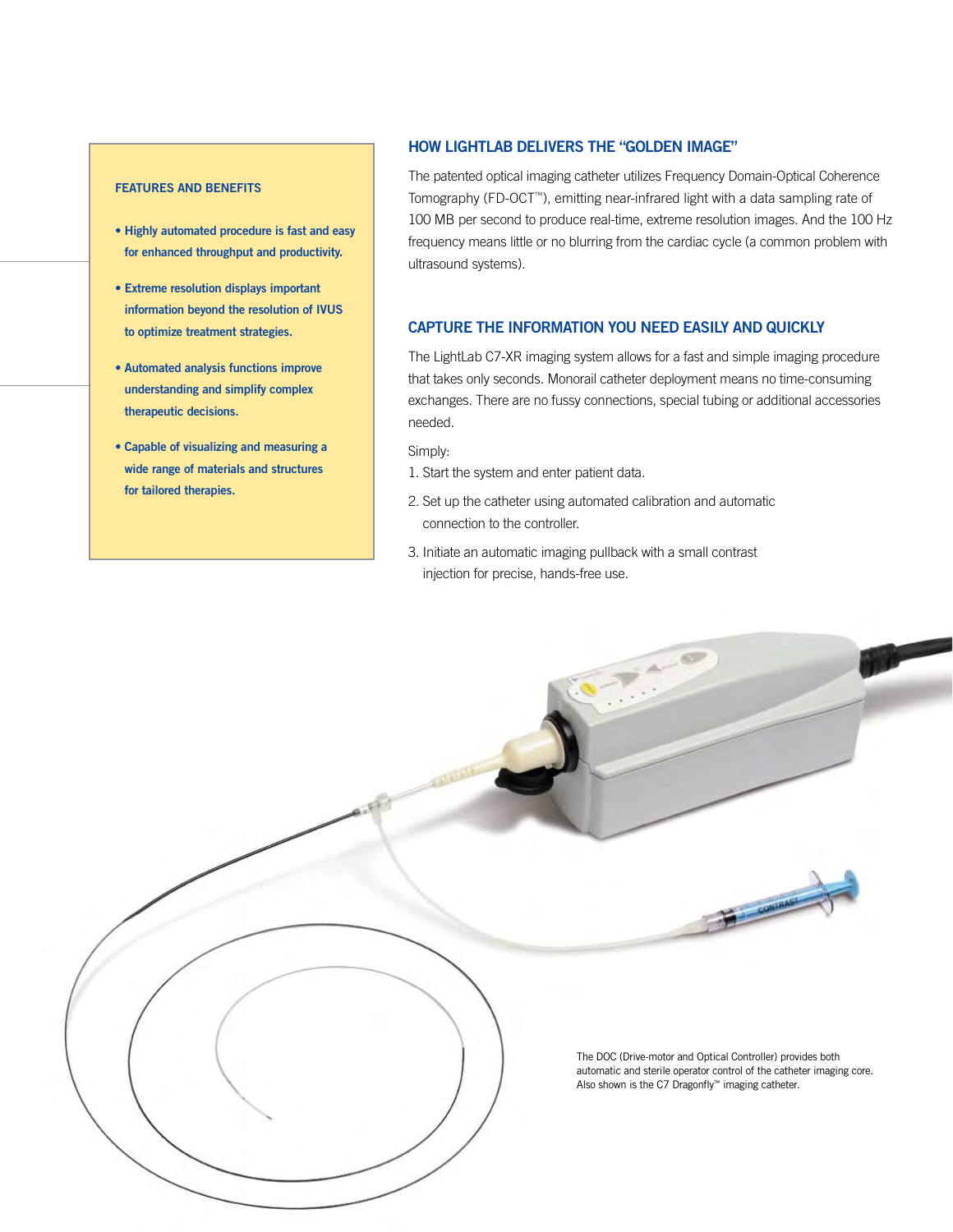### FEATURES AND BENEFITS

- **Highly automated procedure is fast and easy for enhanced throughput and productivity.**
- **Extreme resolution displays important information beyond the resolution of IVUS to optimize treatment strategies.**
- **Automated analysis functions improve understanding and simplify complex therapeutic decisions.**
- **Capable of visualizing and measuring a wide range of materials and structures for tailored therapies.**

## HOW LIGHTLAB DELIVERS THE "GOLDEN IMAGE"

The patented optical imaging catheter utilizes Frequency Domain-Optical Coherence Tomography (FD-OCT™), emitting near-infrared light with a data sampling rate of 100 MB per second to produce real-time, extreme resolution images. And the 100 Hz frequency means little or no blurring from the cardiac cycle (a common problem with ultrasound systems).

## CAPTURE THE INFORMATION YOU NEED EASILY AND QUICKLY

The LightLab C7-XR imaging system allows for a fast and simple imaging procedure that takes only seconds. Monorail catheter deployment means no time-consuming exchanges. There are no fussy connections, special tubing or additional accessories needed.

Simply:

1. Start the system and enter patient data.
2. Set up the catheter using automated calibration and automatic connection to the controller.
3. Initiate an automatic imaging pullback with a small contrast injection for precise, hands-free use.

The DOC (Drive-motor and Optical Controller) provides both automatic and sterile operator control of the catheter imaging core. Also shown is the C7 Dragonfly™ imaging catheter.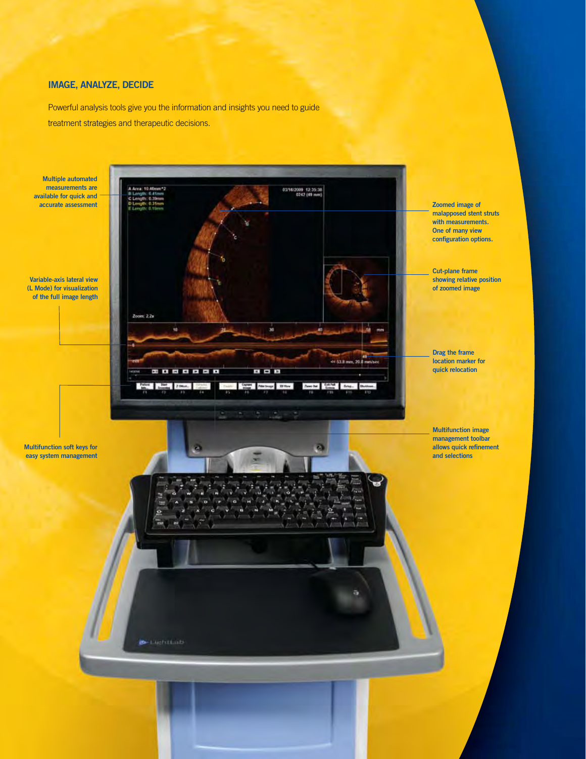## IMAGE, ANALYZE, DECIDE

Powerful analysis tools give you the information and insights you need to guide treatment strategies and therapeutic decisions.

**Multiple automated measurements are available for quick and accurate assessment**

**Variable-axis lateral view (L Mode) for visualization of the full image length**

**Multifunction soft keys for easy system management**

**Zoomed image of malapposed stent struts with measurements. One of many view configuration options.**

**Cut-plane frame showing relative position of zoomed image**

**Drag the frame location marker for quick relocation**

**Multifunction image management toolbar allows quick refinement and selections**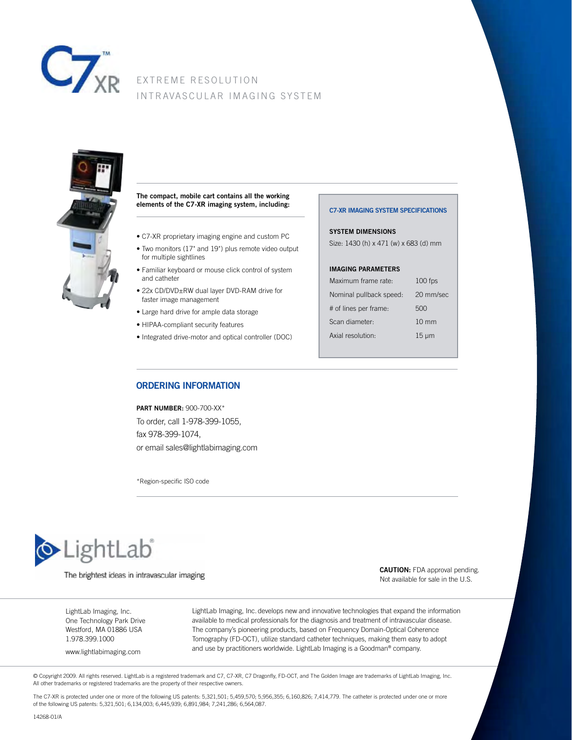# C7 XR™

EXTREME RESOLUTION
INTRAVASCULAR IMAGING SYSTEM

**The compact, mobile cart contains all the working elements of the C7-XR imaging system, including:**

- C7-XR proprietary imaging engine and custom PC
- Two monitors (17" and 19") plus remote video output for multiple sightlines
- Familiar keyboard or mouse click control of system and catheter
- 22x CD/DVD±RW dual layer DVD-RAM drive for faster image management
- Large hard drive for ample data storage
- HIPAA-compliant security features
- Integrated drive-motor and optical controller (DOC)

### C7-XR IMAGING SYSTEM SPECIFICATIONS

**SYSTEM DIMENSIONS**

Size: 1430 (h) x 471 (w) x 683 (d) mm

**IMAGING PARAMETERS**

| | |
|---|---|
| Maximum frame rate: | 100 fps |
| Nominal pullback speed: | 20 mm/sec |
| # of lines per frame: | 500 |
| Scan diameter: | 10 mm |
| Axial resolution: | 15 µm |

## ORDERING INFORMATION

**PART NUMBER:** 900-700-XX*

To order, call 1-978-399-1055,
fax 978-399-1074,
or email sales@lightlabimaging.com

*Region-specific ISO code

LightLab®
The brightest ideas in intravascular imaging

**CAUTION:** FDA approval pending.
Not available for sale in the U.S.

LightLab Imaging, Inc.
One Technology Park Drive
Westford, MA 01886 USA
1.978.399.1000

www.lightlabimaging.com

LightLab Imaging, Inc. develops new and innovative technologies that expand the information available to medical professionals for the diagnosis and treatment of intravascular disease. The company's pioneering products, based on Frequency Domain-Optical Coherence Tomography (FD-OCT), utilize standard catheter techniques, making them easy to adopt and use by practitioners worldwide. LightLab Imaging is a Goodman® company.

© Copyright 2009. All rights reserved. LightLab is a registered trademark and C7, C7-XR, C7 Dragonfly, FD-OCT, and The Golden Image are trademarks of LightLab Imaging, Inc. All other trademarks or registered trademarks are the property of their respective owners.

The C7-XR is protected under one or more of the following US patents: 5,321,501; 5,459,570; 5,956,355; 6,160,826; 7,414,779. The catheter is protected under one or more of the following US patents: 5,321,501; 6,134,003; 6,445,939; 6,891,984; 7,241,286; 6,564,087.

14268-01/A